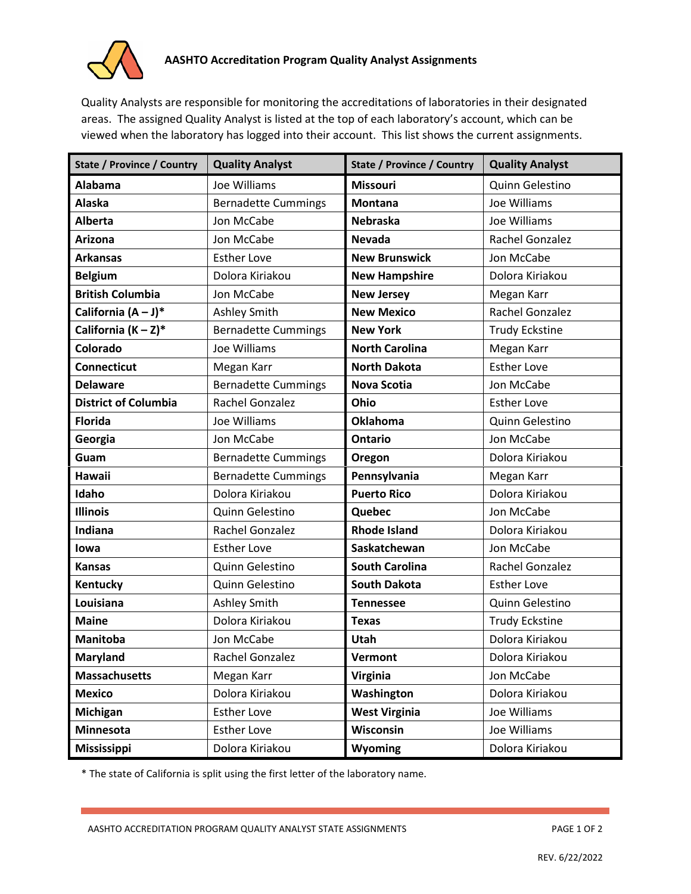# AASHTO Accreditation Program Quality Analyst Assignments

Quality Analysts are responsible for monitoring the accreditations of laboratories in their designated areas. The assigned Quality Analyst is listed at the top of each laboratory's account, which can be viewed when the laboratory has logged into their account. This list shows the current assignments.

| State / Province / Country | Quality Analyst | State / Province / Country | Quality Analyst |
|---|---|---|---|
| **Alabama** | Joe Williams | **Missouri** | Quinn Gelestino |
| **Alaska** | Bernadette Cummings | **Montana** | Joe Williams |
| **Alberta** | Jon McCabe | **Nebraska** | Joe Williams |
| **Arizona** | Jon McCabe | **Nevada** | Rachel Gonzalez |
| **Arkansas** | Esther Love | **New Brunswick** | Jon McCabe |
| **Belgium** | Dolora Kiriakou | **New Hampshire** | Dolora Kiriakou |
| **British Columbia** | Jon McCabe | **New Jersey** | Megan Karr |
| **California (A – J)*** | Ashley Smith | **New Mexico** | Rachel Gonzalez |
| **California (K – Z)*** | Bernadette Cummings | **New York** | Trudy Eckstine |
| **Colorado** | Joe Williams | **North Carolina** | Megan Karr |
| **Connecticut** | Megan Karr | **North Dakota** | Esther Love |
| **Delaware** | Bernadette Cummings | **Nova Scotia** | Jon McCabe |
| **District of Columbia** | Rachel Gonzalez | **Ohio** | Esther Love |
| **Florida** | Joe Williams | **Oklahoma** | Quinn Gelestino |
| **Georgia** | Jon McCabe | **Ontario** | Jon McCabe |
| **Guam** | Bernadette Cummings | **Oregon** | Dolora Kiriakou |
| **Hawaii** | Bernadette Cummings | **Pennsylvania** | Megan Karr |
| **Idaho** | Dolora Kiriakou | **Puerto Rico** | Dolora Kiriakou |
| **Illinois** | Quinn Gelestino | **Quebec** | Jon McCabe |
| **Indiana** | Rachel Gonzalez | **Rhode Island** | Dolora Kiriakou |
| **Iowa** | Esther Love | **Saskatchewan** | Jon McCabe |
| **Kansas** | Quinn Gelestino | **South Carolina** | Rachel Gonzalez |
| **Kentucky** | Quinn Gelestino | **South Dakota** | Esther Love |
| **Louisiana** | Ashley Smith | **Tennessee** | Quinn Gelestino |
| **Maine** | Dolora Kiriakou | **Texas** | Trudy Eckstine |
| **Manitoba** | Jon McCabe | **Utah** | Dolora Kiriakou |
| **Maryland** | Rachel Gonzalez | **Vermont** | Dolora Kiriakou |
| **Massachusetts** | Megan Karr | **Virginia** | Jon McCabe |
| **Mexico** | Dolora Kiriakou | **Washington** | Dolora Kiriakou |
| **Michigan** | Esther Love | **West Virginia** | Joe Williams |
| **Minnesota** | Esther Love | **Wisconsin** | Joe Williams |
| **Mississippi** | Dolora Kiriakou | **Wyoming** | Dolora Kiriakou |

* The state of California is split using the first letter of the laboratory name.

REV. 6/22/2022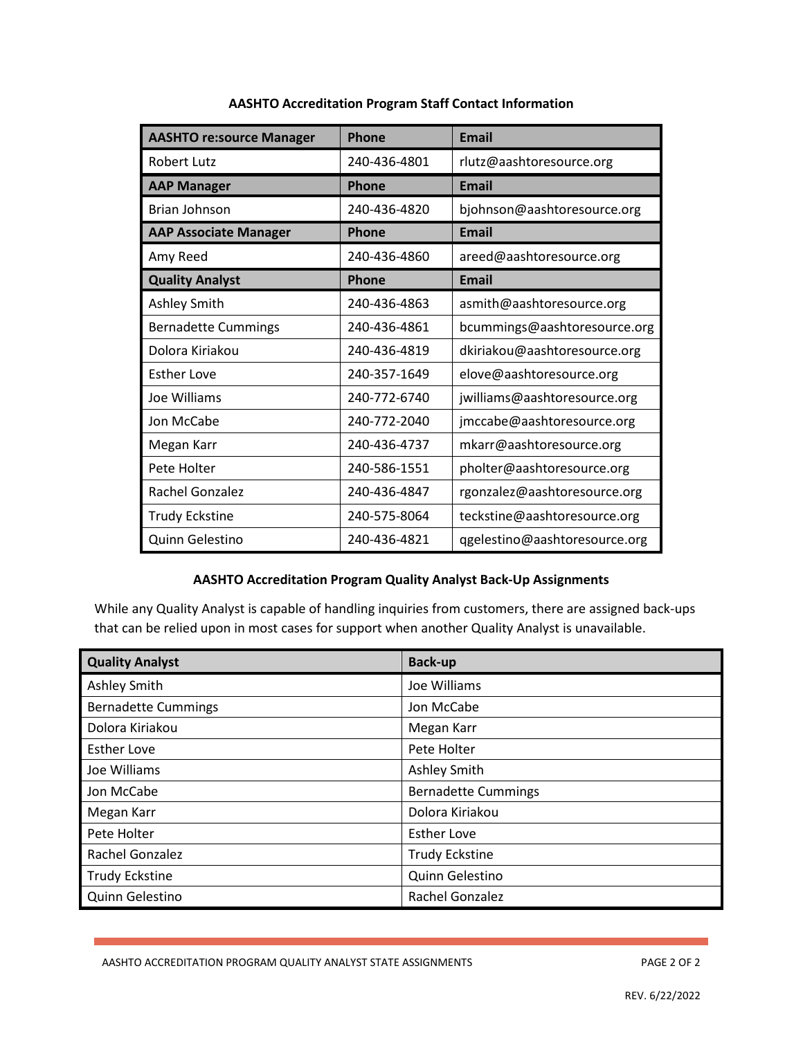## AASHTO Accreditation Program Staff Contact Information

| AASHTO re:source Manager | Phone | Email |
|---|---|---|
| Robert Lutz | 240-436-4801 | rlutz@aashtoresource.org |
| **AAP Manager** | **Phone** | **Email** |
| Brian Johnson | 240-436-4820 | bjohnson@aashtoresource.org |
| **AAP Associate Manager** | **Phone** | **Email** |
| Amy Reed | 240-436-4860 | areed@aashtoresource.org |
| **Quality Analyst** | **Phone** | **Email** |
| Ashley Smith | 240-436-4863 | asmith@aashtoresource.org |
| Bernadette Cummings | 240-436-4861 | bcummings@aashtoresource.org |
| Dolora Kiriakou | 240-436-4819 | dkiriakou@aashtoresource.org |
| Esther Love | 240-357-1649 | elove@aashtoresource.org |
| Joe Williams | 240-772-6740 | jwilliams@aashtoresource.org |
| Jon McCabe | 240-772-2040 | jmccabe@aashtoresource.org |
| Megan Karr | 240-436-4737 | mkarr@aashtoresource.org |
| Pete Holter | 240-586-1551 | pholter@aashtoresource.org |
| Rachel Gonzalez | 240-436-4847 | rgonzalez@aashtoresource.org |
| Trudy Eckstine | 240-575-8064 | teckstine@aashtoresource.org |
| Quinn Gelestino | 240-436-4821 | qgelestino@aashtoresource.org |

## AASHTO Accreditation Program Quality Analyst Back-Up Assignments

While any Quality Analyst is capable of handling inquiries from customers, there are assigned back-ups that can be relied upon in most cases for support when another Quality Analyst is unavailable.

| Quality Analyst | Back-up |
|---|---|
| Ashley Smith | Joe Williams |
| Bernadette Cummings | Jon McCabe |
| Dolora Kiriakou | Megan Karr |
| Esther Love | Pete Holter |
| Joe Williams | Ashley Smith |
| Jon McCabe | Bernadette Cummings |
| Megan Karr | Dolora Kiriakou |
| Pete Holter | Esther Love |
| Rachel Gonzalez | Trudy Eckstine |
| Trudy Eckstine | Quinn Gelestino |
| Quinn Gelestino | Rachel Gonzalez |

REV. 6/22/2022